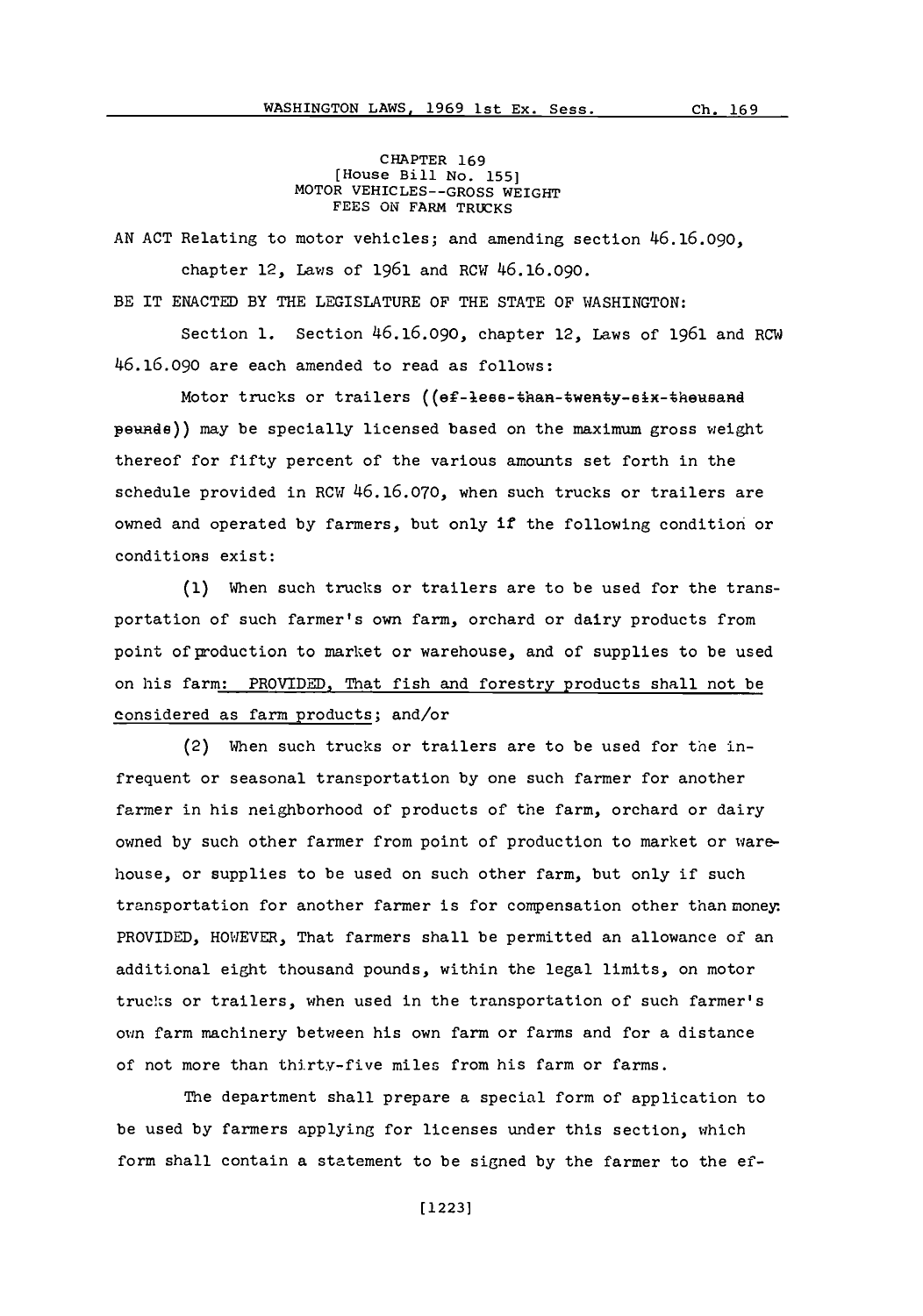CHAPTER 169
[House Bill No. 155]
MOTOR VEHICLES--GROSS WEIGHT
FEES ON FARM TRUCKS

AN ACT Relating to motor vehicles; and amending section 46.16.090, chapter 12, Laws of 1961 and RCW 46.16.090.

BE IT ENACTED BY THE LEGISLATURE OF THE STATE OF WASHINGTON:

Section 1. Section 46.16.090, chapter 12, Laws of 1961 and RCW 46.16.090 are each amended to read as follows:

Motor trucks or trailers ((~~of less than twenty-six thousand pounds~~)) may be specially licensed based on the maximum gross weight thereof for fifty percent of the various amounts set forth in the schedule provided in RCW 46.16.070, when such trucks or trailers are owned and operated by farmers, but only if the following condition or conditions exist:

(1) When such trucks or trailers are to be used for the transportation of such farmer's own farm, orchard or dairy products from point of production to market or warehouse, and of supplies to be used on his farm: PROVIDED, That fish and forestry products shall not be considered as farm products; and/or

(2) When such trucks or trailers are to be used for the infrequent or seasonal transportation by one such farmer for another farmer in his neighborhood of products of the farm, orchard or dairy owned by such other farmer from point of production to market or warehouse, or supplies to be used on such other farm, but only if such transportation for another farmer is for compensation other than money: PROVIDED, HOWEVER, That farmers shall be permitted an allowance of an additional eight thousand pounds, within the legal limits, on motor trucks or trailers, when used in the transportation of such farmer's own farm machinery between his own farm or farms and for a distance of not more than thirty-five miles from his farm or farms.

The department shall prepare a special form of application to be used by farmers applying for licenses under this section, which form shall contain a statement to be signed by the farmer to the ef-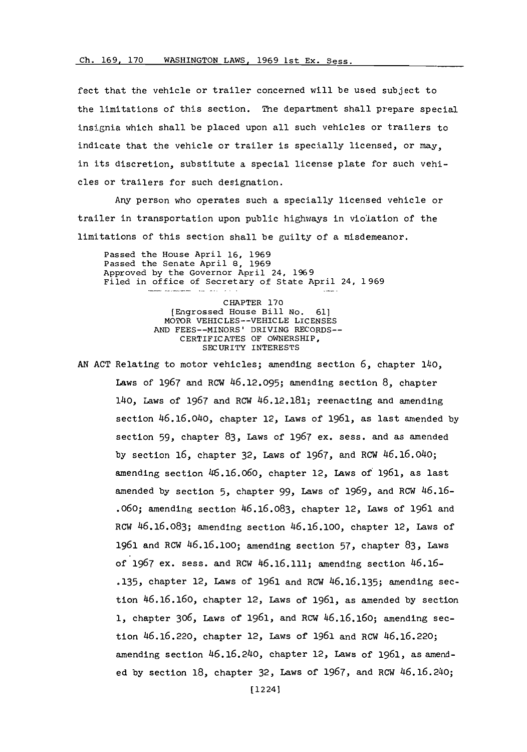fect that the vehicle or trailer concerned will be used subject to the limitations of this section. The department shall prepare special insignia which shall be placed upon all such vehicles or trailers to indicate that the vehicle or trailer is specially licensed, or may, in its discretion, substitute a special license plate for such vehicles or trailers for such designation.

Any person who operates such a specially licensed vehicle or trailer in transportation upon public highways in violation of the limitations of this section shall be guilty of a misdemeanor.

Passed the House April 16, 1969
Passed the Senate April 8, 1969
Approved by the Governor April 24, 1969
Filed in office of Secretary of State April 24, 1969

CHAPTER 170
[Engrossed House Bill No. 61]
MOTOR VEHICLES--VEHICLE LICENSES AND FEES--MINORS' DRIVING RECORDS--CERTIFICATES OF OWNERSHIP, SECURITY INTERESTS

AN ACT Relating to motor vehicles; amending section 6, chapter 140, Laws of 1967 and RCW 46.12.095; amending section 8, chapter 140, Laws of 1967 and RCW 46.12.181; reenacting and amending section 46.16.040, chapter 12, Laws of 1961, as last amended by section 59, chapter 83, Laws of 1967 ex. sess. and as amended by section 16, chapter 32, Laws of 1967, and RCW 46.16.040; amending section 46.16.060, chapter 12, Laws of 1961, as last amended by section 5, chapter 99, Laws of 1969, and RCW 46.16-.060; amending section 46.16.083, chapter 12, Laws of 1961 and RCW 46.16.083; amending section 46.16.100, chapter 12, Laws of 1961 and RCW 46.16.100; amending section 57, chapter 83, Laws of 1967 ex. sess. and RCW 46.16.111; amending section 46.16-.135, chapter 12, Laws of 1961 and RCW 46.16.135; amending section 46.16.160, chapter 12, Laws of 1961, as amended by section 1, chapter 306, Laws of 1961, and RCW 46.16.160; amending section 46.16.220, chapter 12, Laws of 1961 and RCW 46.16.220; amending section 46.16.240, chapter 12, Laws of 1961, as amended by section 18, chapter 32, Laws of 1967, and RCW 46.16.240;